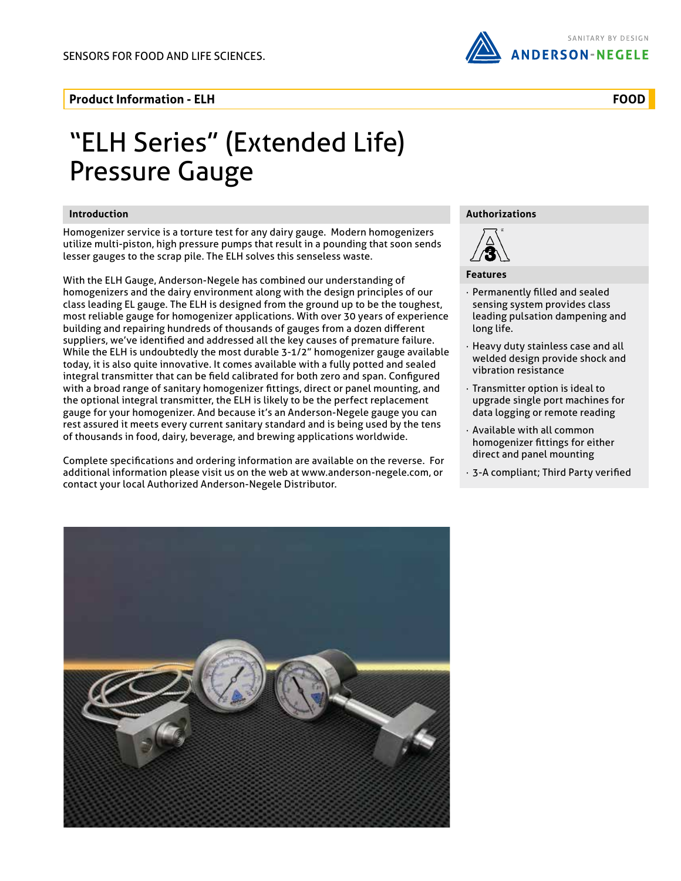SENSORS FOR FOOD AND LIFE SCIENCES.

SANITARY BY DESIGN
ANDERSON-NEGELE

**Product Information - ELH** **FOOD**

# "ELH Series" (Extended Life) Pressure Gauge

## Introduction

Homogenizer service is a torture test for any dairy gauge. Modern homogenizers utilize multi-piston, high pressure pumps that result in a pounding that soon sends lesser gauges to the scrap pile. The ELH solves this senseless waste.

With the ELH Gauge, Anderson-Negele has combined our understanding of homogenizers and the dairy environment along with the design principles of our class leading EL gauge. The ELH is designed from the ground up to be the toughest, most reliable gauge for homogenizer applications. With over 30 years of experience building and repairing hundreds of thousands of gauges from a dozen different suppliers, we've identified and addressed all the key causes of premature failure. While the ELH is undoubtedly the most durable 3-1/2" homogenizer gauge available today, it is also quite innovative. It comes available with a fully potted and sealed integral transmitter that can be field calibrated for both zero and span. Configured with a broad range of sanitary homogenizer fittings, direct or panel mounting, and the optional integral transmitter, the ELH is likely to be the perfect replacement gauge for your homogenizer. And because it's an Anderson-Negele gauge you can rest assured it meets every current sanitary standard and is being used by the tens of thousands in food, dairy, beverage, and brewing applications worldwide.

Complete specifications and ordering information are available on the reverse. For additional information please visit us on the web at www.anderson-negele.com, or contact your local Authorized Anderson-Negele Distributor.

## Authorizations

## Features

- Permanently filled and sealed sensing system provides class leading pulsation dampening and long life.
- Heavy duty stainless case and all welded design provide shock and vibration resistance
- Transmitter option is ideal to upgrade single port machines for data logging or remote reading
- Available with all common homogenizer fittings for either direct and panel mounting
- 3-A compliant; Third Party verified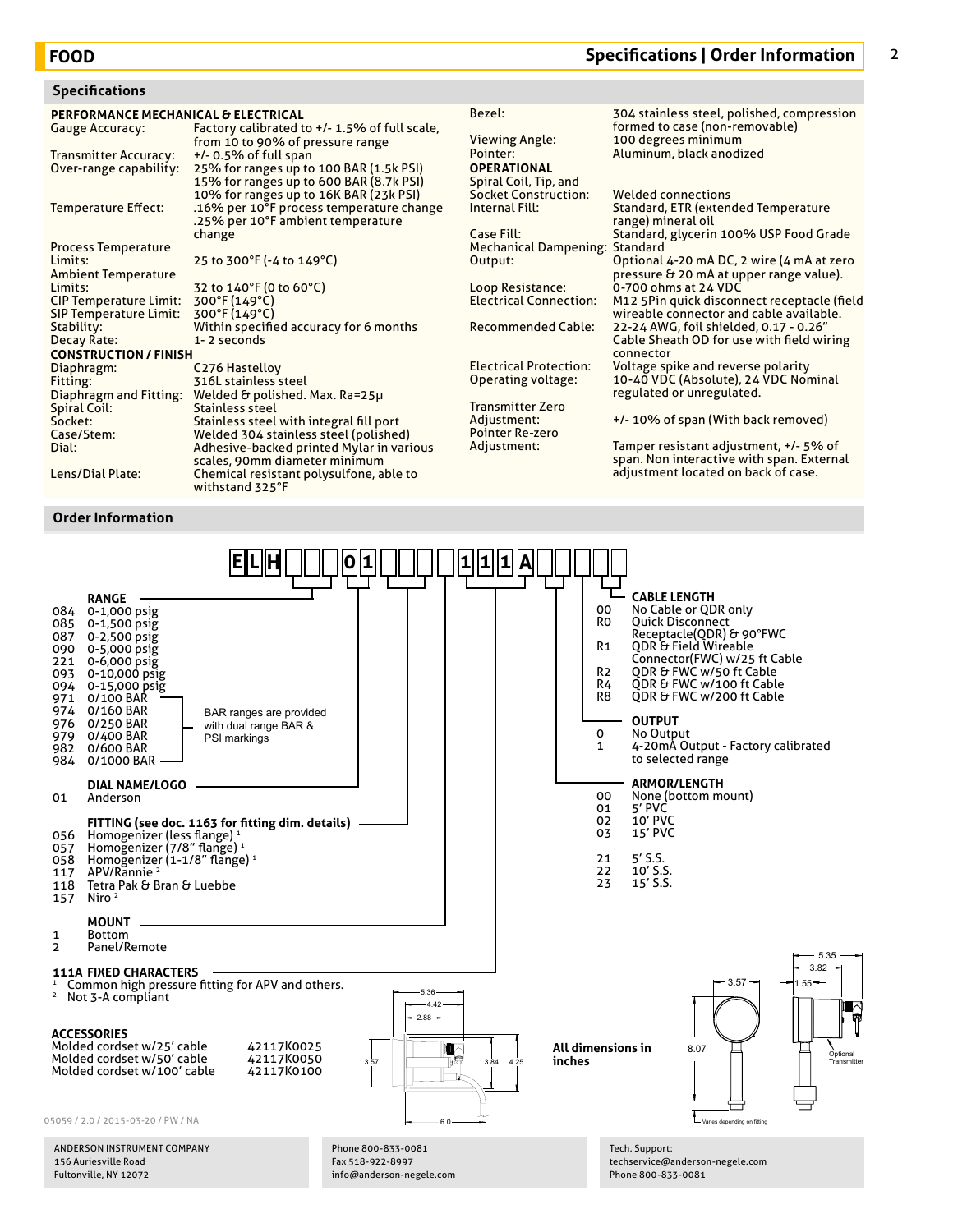# FOOD

## Specifications | Order Information

### Specifications

**PERFORMANCE MECHANICAL & ELECTRICAL**

| | |
|---|---|
| Gauge Accuracy: | Factory calibrated to +/- 1.5% of full scale, from 10 to 90% of pressure range |
| Transmitter Accuracy: | +/- 0.5% of full span |
| Over-range capability: | 25% for ranges up to 100 BAR (1.5k PSI)<br>15% for ranges up to 600 BAR (8.7k PSI)<br>10% for ranges up to 16K BAR (23k PSI) |
| Temperature Effect: | .16% per 10°F process temperature change<br>.25% per 10°F ambient temperature change |
| Process Temperature Limits: | 25 to 300°F (-4 to 149°C) |
| Ambient Temperature Limits: | 32 to 140°F (0 to 60°C) |
| CIP Temperature Limit: | 300°F (149°C) |
| SIP Temperature Limit: | 300°F (149°C) |
| Stability: | Within specified accuracy for 6 months |
| Decay Rate: | 1- 2 seconds |

**CONSTRUCTION / FINISH**

| | |
|---|---|
| Diaphragm: | C276 Hastelloy |
| Fitting: | 316L stainless steel |
| Diaphragm and Fitting: | Welded & polished. Max. Ra=25µ |
| Spiral Coil: | Stainless steel |
| Socket: | Stainless steel with integral fill port |
| Case/Stem: | Welded 304 stainless steel (polished) |
| Dial: | Adhesive-backed printed Mylar in various scales, 90mm diameter minimum |
| Lens/Dial Plate: | Chemical resistant polysulfone, able to withstand 325°F |
| Bezel: | 304 stainless steel, polished, compression formed to case (non-removable) |
| Viewing Angle: | 100 degrees minimum |
| Pointer: | Aluminum, black anodized |

**OPERATIONAL**

| | |
|---|---|
| Spiral Coil, Tip, and Socket Construction: | Welded connections |
| Internal Fill: | Standard, ETR (extended Temperature range) mineral oil |
| Case Fill: | Standard, glycerin 100% USP Food Grade |
| Mechanical Dampening: | Standard |
| Output: | Optional 4-20 mA DC, 2 wire (4 mA at zero pressure & 20 mA at upper range value). |
| Loop Resistance: | 0-700 ohms at 24 VDC |
| Electrical Connection: | M12 5Pin quick disconnect receptacle (field wireable connector and cable available. |
| Recommended Cable: | 22-24 AWG, foil shielded, 0.17 - 0.26" Cable Sheath OD for use with field wiring connector |
| Electrical Protection: | Voltage spike and reverse polarity |
| Operating voltage: | 10-40 VDC (Absolute), 24 VDC Nominal regulated or unregulated. |
| Transmitter Zero Adjustment: | +/- 10% of span (With back removed) |
| Pointer Re-zero Adjustment: | Tamper resistant adjustment, +/- 5% of span. Non interactive with span. External adjustment located on back of case. |

### Order Information

**E L H □ □ □ 0 1 □ □ □ □ 1 1 1 A □ □ □ □**

**RANGE**

| | |
|---|---|
| 084 | 0-1,000 psig |
| 085 | 0-1,500 psig |
| 087 | 0-2,500 psig |
| 090 | 0-5,000 psig |
| 221 | 0-6,000 psig |
| 093 | 0-10,000 psig |
| 094 | 0-15,000 psig |
| 971 | 0/100 BAR |
| 974 | 0/160 BAR |
| 976 | 0/250 BAR |
| 979 | 0/400 BAR |
| 982 | 0/600 BAR |
| 984 | 0/1000 BAR |

BAR ranges are provided with dual range BAR & PSI markings

**DIAL NAME/LOGO**

| | |
|---|---|
| 01 | Anderson |

**FITTING (see doc. 1163 for fitting dim. details)**

| | |
|---|---|
| 056 | Homogenizer (less flange) [1] |
| 057 | Homogenizer (7/8" flange) [1] |
| 058 | Homogenizer (1-1/8" flange) [1] |
| 117 | APV/Rannie [2] |
| 118 | Tetra Pak & Bran & Luebbe |
| 157 | Niro [2] |

**MOUNT**

| | |
|---|---|
| 1 | Bottom |
| 2 | Panel/Remote |

**111A FIXED CHARACTERS**

[1] Common high pressure fitting for APV and others.
[2] Not 3-A compliant

**ARMOR/LENGTH**

| | |
|---|---|
| 00 | None (bottom mount) |
| 01 | 5' PVC |
| 02 | 10' PVC |
| 03 | 15' PVC |
| 21 | 5' S.S. |
| 22 | 10' S.S. |
| 23 | 15' S.S. |

**OUTPUT**

| | |
|---|---|
| 0 | No Output |
| 1 | 4-20mA Output - Factory calibrated to selected range |

**CABLE LENGTH**

| | |
|---|---|
| 00 | No Cable or QDR only |
| R0 | Quick Disconnect Receptacle(QDR) & 90°FWC |
| R1 | QDR & Field Wireable Connector(FWC) w/25 ft Cable |
| R2 | QDR & FWC w/50 ft Cable |
| R4 | QDR & FWC w/100 ft Cable |
| R8 | QDR & FWC w/200 ft Cable |

**ACCESSORIES**

| | |
|---|---|
| Molded cordset w/25' cable | 42117K0025 |
| Molded cordset w/50' cable | 42117K0050 |
| Molded cordset w/100' cable | 42117K0100 |

5.36
4.42
2.88
3.57
3.84
4.25
6.0

**All dimensions in inches**

5.35
3.82
3.57
1.55
8.07
Optional Transmitter
Varies depending on fitting

05059 / 2.0 / 2015-03-20 / PW / NA

ANDERSON INSTRUMENT COMPANY
156 Auriesville Road
Fultonville, NY 12072

Phone 800-833-0081
Fax 518-922-8997
info@anderson-negele.com

Tech. Support:
techservice@anderson-negele.com
Phone 800-833-0081